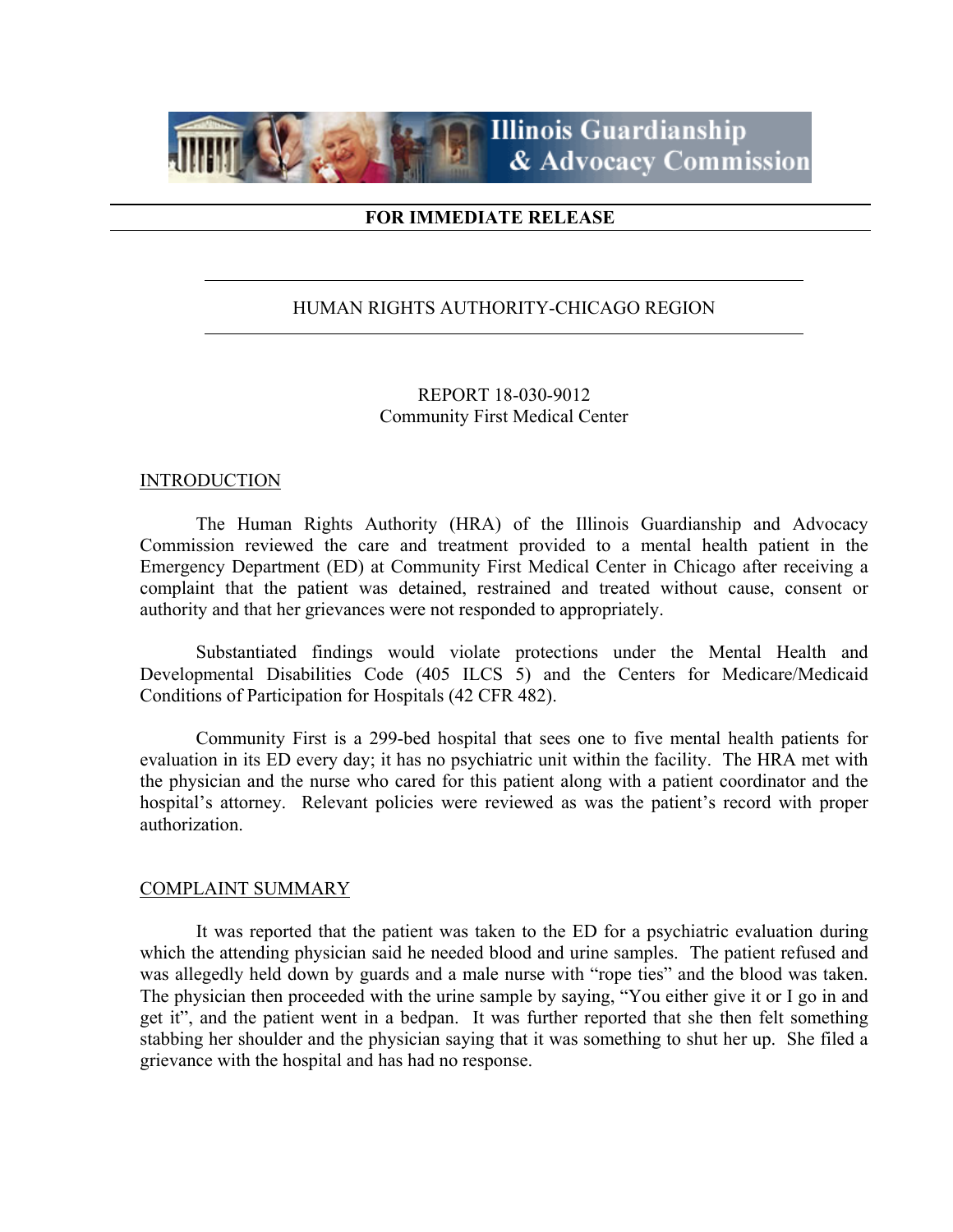Illinois Guardianship & Advocacy Commission

**FOR IMMEDIATE RELEASE**

HUMAN RIGHTS AUTHORITY-CHICAGO REGION

REPORT 18-030-9012
Community First Medical Center

## INTRODUCTION

The Human Rights Authority (HRA) of the Illinois Guardianship and Advocacy Commission reviewed the care and treatment provided to a mental health patient in the Emergency Department (ED) at Community First Medical Center in Chicago after receiving a complaint that the patient was detained, restrained and treated without cause, consent or authority and that her grievances were not responded to appropriately.

Substantiated findings would violate protections under the Mental Health and Developmental Disabilities Code (405 ILCS 5) and the Centers for Medicare/Medicaid Conditions of Participation for Hospitals (42 CFR 482).

Community First is a 299-bed hospital that sees one to five mental health patients for evaluation in its ED every day; it has no psychiatric unit within the facility. The HRA met with the physician and the nurse who cared for this patient along with a patient coordinator and the hospital's attorney. Relevant policies were reviewed as was the patient's record with proper authorization.

## COMPLAINT SUMMARY

It was reported that the patient was taken to the ED for a psychiatric evaluation during which the attending physician said he needed blood and urine samples. The patient refused and was allegedly held down by guards and a male nurse with "rope ties" and the blood was taken. The physician then proceeded with the urine sample by saying, "You either give it or I go in and get it", and the patient went in a bedpan. It was further reported that she then felt something stabbing her shoulder and the physician saying that it was something to shut her up. She filed a grievance with the hospital and has had no response.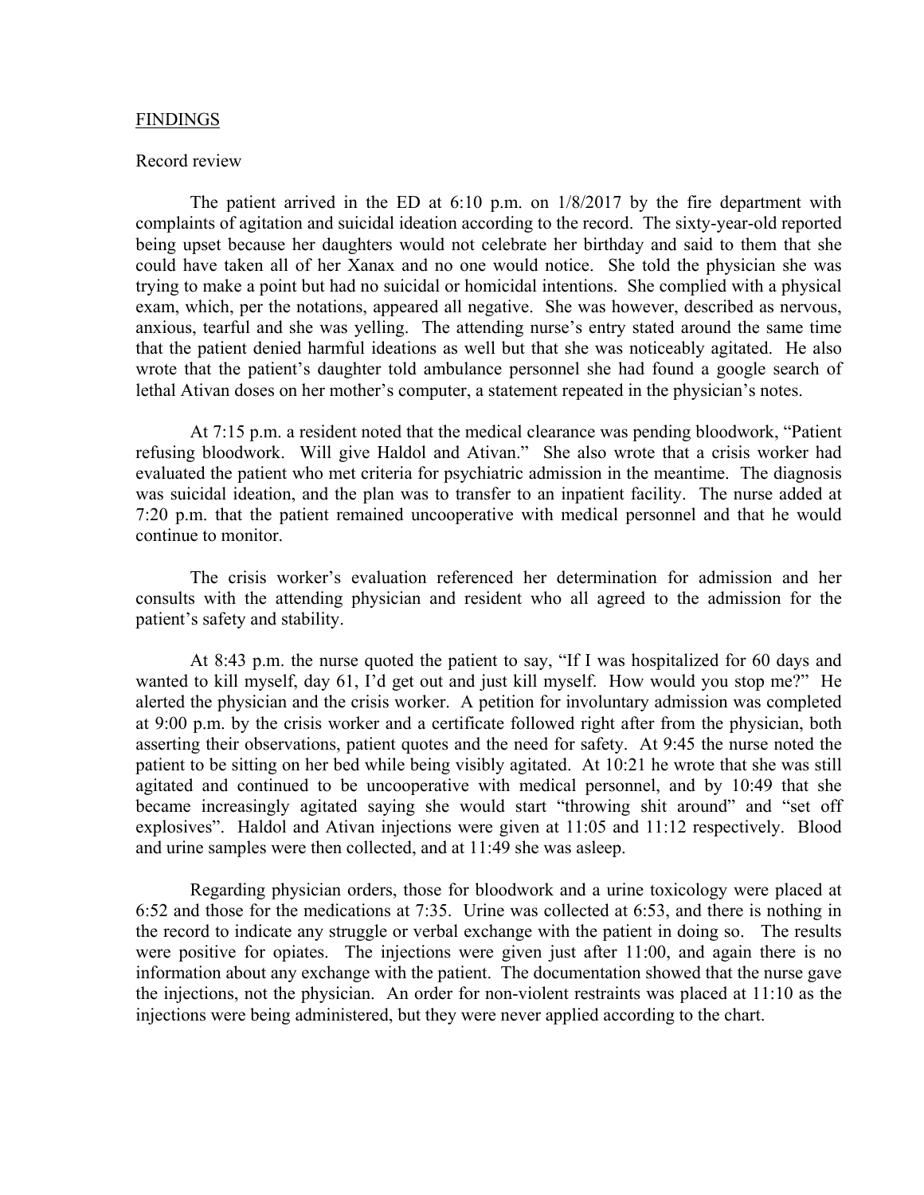FINDINGS

Record review

The patient arrived in the ED at 6:10 p.m. on 1/8/2017 by the fire department with complaints of agitation and suicidal ideation according to the record. The sixty-year-old reported being upset because her daughters would not celebrate her birthday and said to them that she could have taken all of her Xanax and no one would notice. She told the physician she was trying to make a point but had no suicidal or homicidal intentions. She complied with a physical exam, which, per the notations, appeared all negative. She was however, described as nervous, anxious, tearful and she was yelling. The attending nurse's entry stated around the same time that the patient denied harmful ideations as well but that she was noticeably agitated. He also wrote that the patient's daughter told ambulance personnel she had found a google search of lethal Ativan doses on her mother's computer, a statement repeated in the physician's notes.

At 7:15 p.m. a resident noted that the medical clearance was pending bloodwork, "Patient refusing bloodwork. Will give Haldol and Ativan." She also wrote that a crisis worker had evaluated the patient who met criteria for psychiatric admission in the meantime. The diagnosis was suicidal ideation, and the plan was to transfer to an inpatient facility. The nurse added at 7:20 p.m. that the patient remained uncooperative with medical personnel and that he would continue to monitor.

The crisis worker's evaluation referenced her determination for admission and her consults with the attending physician and resident who all agreed to the admission for the patient's safety and stability.

At 8:43 p.m. the nurse quoted the patient to say, "If I was hospitalized for 60 days and wanted to kill myself, day 61, I'd get out and just kill myself. How would you stop me?" He alerted the physician and the crisis worker. A petition for involuntary admission was completed at 9:00 p.m. by the crisis worker and a certificate followed right after from the physician, both asserting their observations, patient quotes and the need for safety. At 9:45 the nurse noted the patient to be sitting on her bed while being visibly agitated. At 10:21 he wrote that she was still agitated and continued to be uncooperative with medical personnel, and by 10:49 that she became increasingly agitated saying she would start "throwing shit around" and "set off explosives". Haldol and Ativan injections were given at 11:05 and 11:12 respectively. Blood and urine samples were then collected, and at 11:49 she was asleep.

Regarding physician orders, those for bloodwork and a urine toxicology were placed at 6:52 and those for the medications at 7:35. Urine was collected at 6:53, and there is nothing in the record to indicate any struggle or verbal exchange with the patient in doing so. The results were positive for opiates. The injections were given just after 11:00, and again there is no information about any exchange with the patient. The documentation showed that the nurse gave the injections, not the physician. An order for non-violent restraints was placed at 11:10 as the injections were being administered, but they were never applied according to the chart.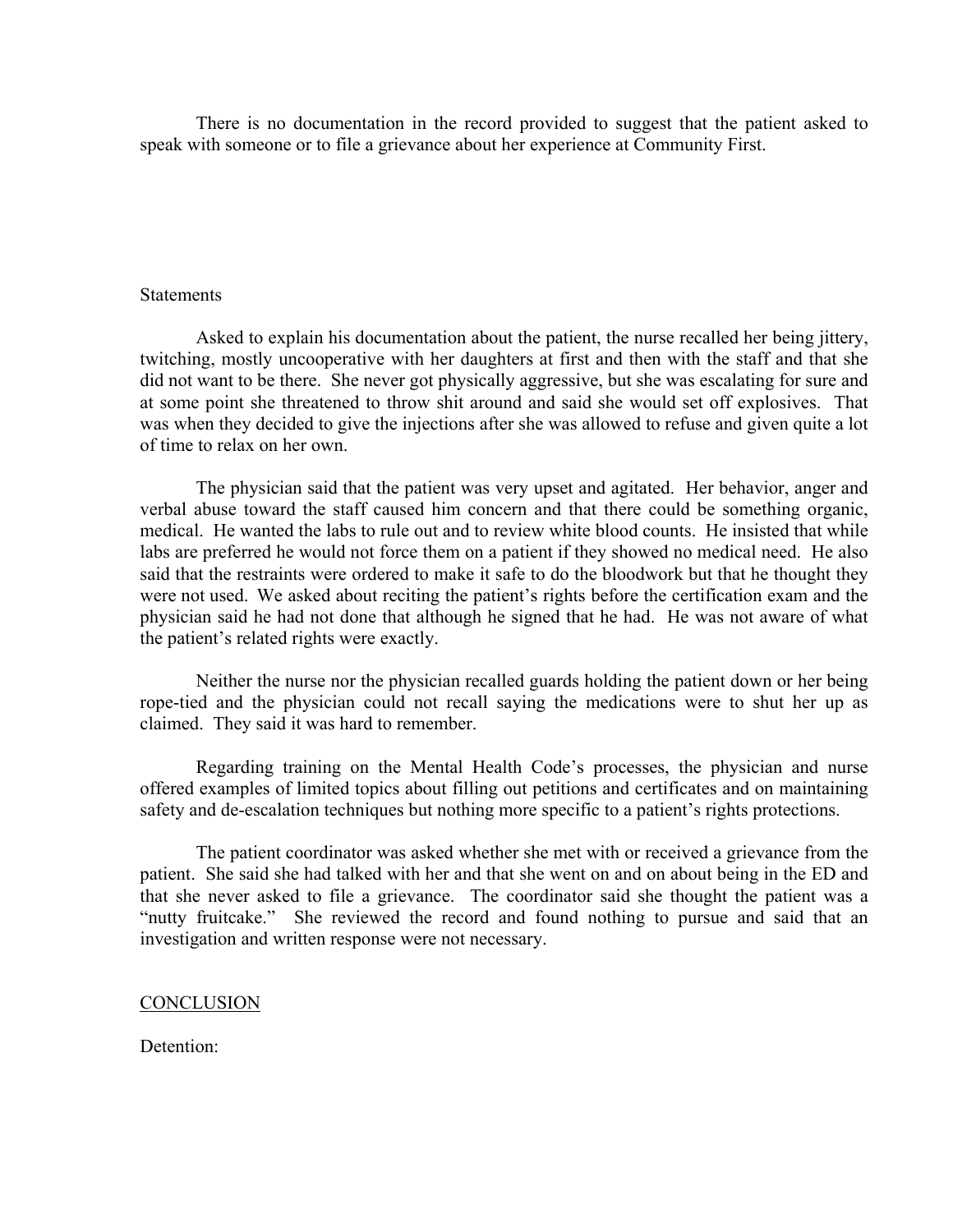There is no documentation in the record provided to suggest that the patient asked to speak with someone or to file a grievance about her experience at Community First.

Statements

Asked to explain his documentation about the patient, the nurse recalled her being jittery, twitching, mostly uncooperative with her daughters at first and then with the staff and that she did not want to be there. She never got physically aggressive, but she was escalating for sure and at some point she threatened to throw shit around and said she would set off explosives. That was when they decided to give the injections after she was allowed to refuse and given quite a lot of time to relax on her own.

The physician said that the patient was very upset and agitated. Her behavior, anger and verbal abuse toward the staff caused him concern and that there could be something organic, medical. He wanted the labs to rule out and to review white blood counts. He insisted that while labs are preferred he would not force them on a patient if they showed no medical need. He also said that the restraints were ordered to make it safe to do the bloodwork but that he thought they were not used. We asked about reciting the patient's rights before the certification exam and the physician said he had not done that although he signed that he had. He was not aware of what the patient's related rights were exactly.

Neither the nurse nor the physician recalled guards holding the patient down or her being rope-tied and the physician could not recall saying the medications were to shut her up as claimed. They said it was hard to remember.

Regarding training on the Mental Health Code's processes, the physician and nurse offered examples of limited topics about filling out petitions and certificates and on maintaining safety and de-escalation techniques but nothing more specific to a patient's rights protections.

The patient coordinator was asked whether she met with or received a grievance from the patient. She said she had talked with her and that she went on and on about being in the ED and that she never asked to file a grievance. The coordinator said she thought the patient was a "nutty fruitcake." She reviewed the record and found nothing to pursue and said that an investigation and written response were not necessary.

<u>CONCLUSION</u>

Detention: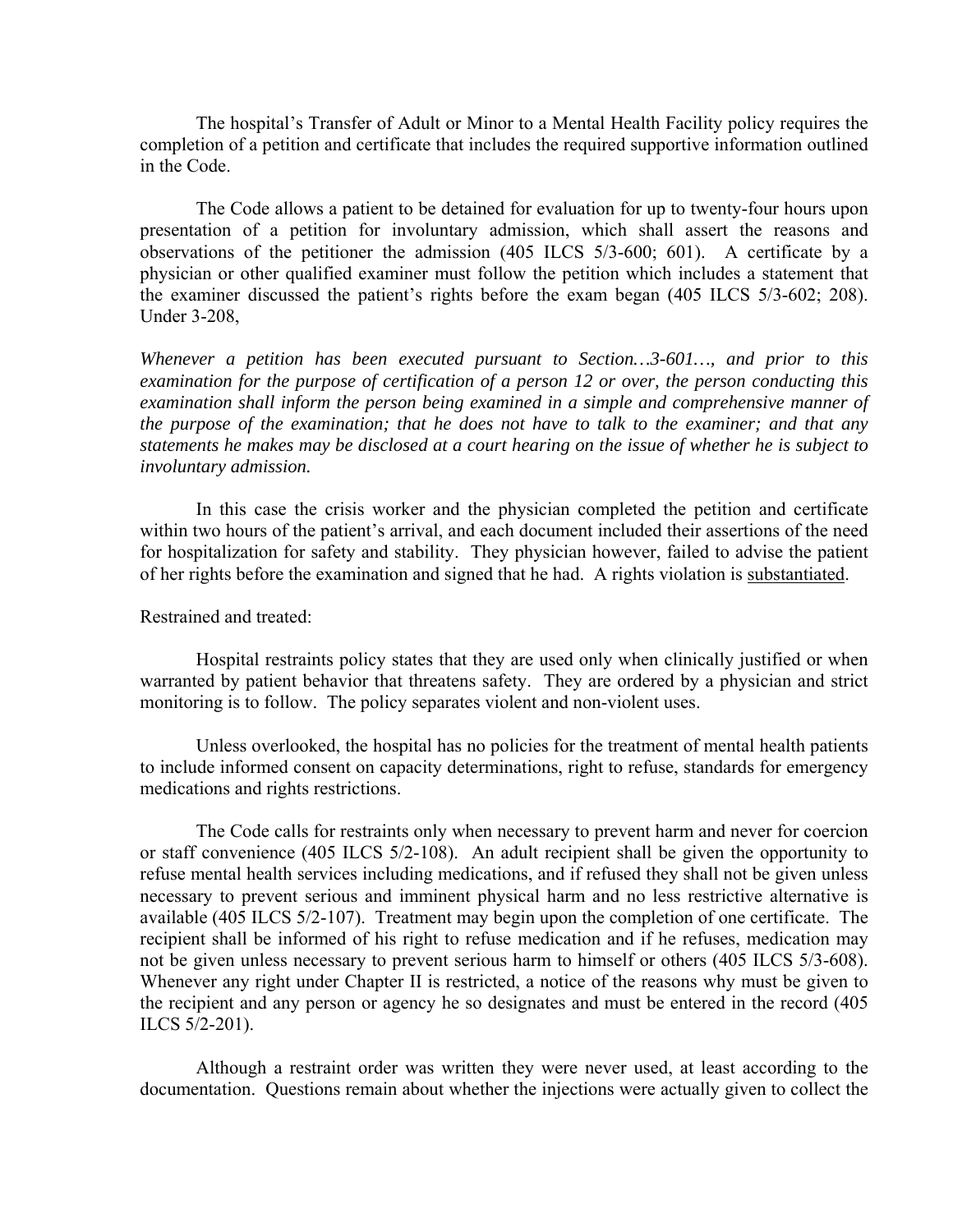The hospital's Transfer of Adult or Minor to a Mental Health Facility policy requires the completion of a petition and certificate that includes the required supportive information outlined in the Code.

The Code allows a patient to be detained for evaluation for up to twenty-four hours upon presentation of a petition for involuntary admission, which shall assert the reasons and observations of the petitioner the admission (405 ILCS 5/3-600; 601). A certificate by a physician or other qualified examiner must follow the petition which includes a statement that the examiner discussed the patient's rights before the exam began (405 ILCS 5/3-602; 208). Under 3-208,

*Whenever a petition has been executed pursuant to Section…3-601…, and prior to this examination for the purpose of certification of a person 12 or over, the person conducting this examination shall inform the person being examined in a simple and comprehensive manner of the purpose of the examination; that he does not have to talk to the examiner; and that any statements he makes may be disclosed at a court hearing on the issue of whether he is subject to involuntary admission.*

In this case the crisis worker and the physician completed the petition and certificate within two hours of the patient's arrival, and each document included their assertions of the need for hospitalization for safety and stability. They physician however, failed to advise the patient of her rights before the examination and signed that he had. A rights violation is <u>substantiated</u>.

Restrained and treated:

Hospital restraints policy states that they are used only when clinically justified or when warranted by patient behavior that threatens safety. They are ordered by a physician and strict monitoring is to follow. The policy separates violent and non-violent uses.

Unless overlooked, the hospital has no policies for the treatment of mental health patients to include informed consent on capacity determinations, right to refuse, standards for emergency medications and rights restrictions.

The Code calls for restraints only when necessary to prevent harm and never for coercion or staff convenience (405 ILCS 5/2-108). An adult recipient shall be given the opportunity to refuse mental health services including medications, and if refused they shall not be given unless necessary to prevent serious and imminent physical harm and no less restrictive alternative is available (405 ILCS 5/2-107). Treatment may begin upon the completion of one certificate. The recipient shall be informed of his right to refuse medication and if he refuses, medication may not be given unless necessary to prevent serious harm to himself or others (405 ILCS 5/3-608). Whenever any right under Chapter II is restricted, a notice of the reasons why must be given to the recipient and any person or agency he so designates and must be entered in the record (405 ILCS 5/2-201).

Although a restraint order was written they were never used, at least according to the documentation. Questions remain about whether the injections were actually given to collect the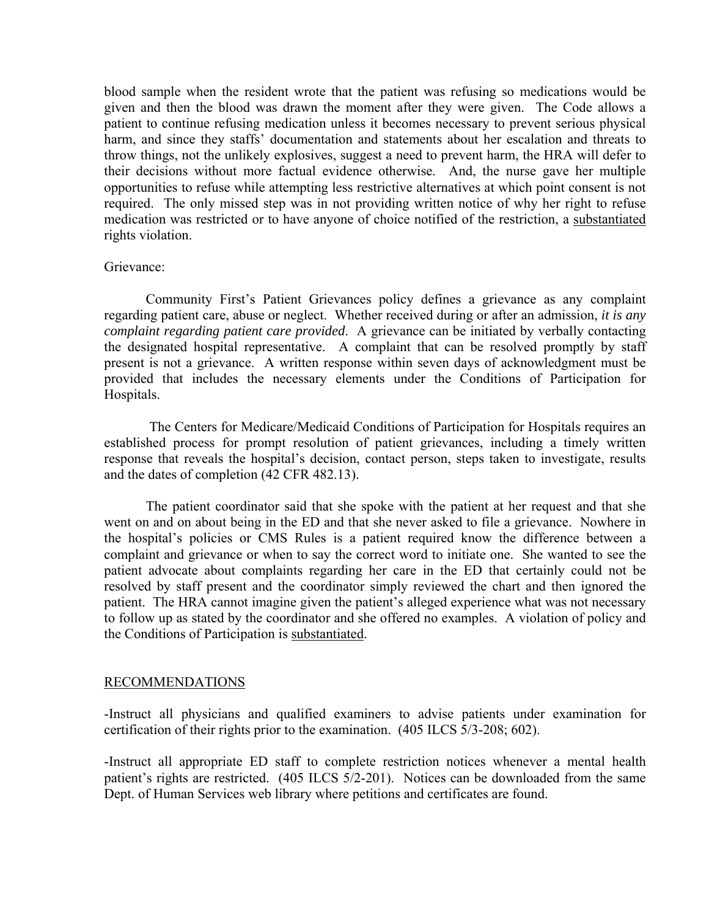blood sample when the resident wrote that the patient was refusing so medications would be given and then the blood was drawn the moment after they were given. The Code allows a patient to continue refusing medication unless it becomes necessary to prevent serious physical harm, and since they staffs' documentation and statements about her escalation and threats to throw things, not the unlikely explosives, suggest a need to prevent harm, the HRA will defer to their decisions without more factual evidence otherwise. And, the nurse gave her multiple opportunities to refuse while attempting less restrictive alternatives at which point consent is not required. The only missed step was in not providing written notice of why her right to refuse medication was restricted or to have anyone of choice notified of the restriction, a <u>substantiated</u> rights violation.

Grievance:

Community First's Patient Grievances policy defines a grievance as any complaint regarding patient care, abuse or neglect. Whether received during or after an admission, *it is any complaint regarding patient care provided*. A grievance can be initiated by verbally contacting the designated hospital representative. A complaint that can be resolved promptly by staff present is not a grievance. A written response within seven days of acknowledgment must be provided that includes the necessary elements under the Conditions of Participation for Hospitals.

The Centers for Medicare/Medicaid Conditions of Participation for Hospitals requires an established process for prompt resolution of patient grievances, including a timely written response that reveals the hospital's decision, contact person, steps taken to investigate, results and the dates of completion (42 CFR 482.13).

The patient coordinator said that she spoke with the patient at her request and that she went on and on about being in the ED and that she never asked to file a grievance. Nowhere in the hospital's policies or CMS Rules is a patient required know the difference between a complaint and grievance or when to say the correct word to initiate one. She wanted to see the patient advocate about complaints regarding her care in the ED that certainly could not be resolved by staff present and the coordinator simply reviewed the chart and then ignored the patient. The HRA cannot imagine given the patient's alleged experience what was not necessary to follow up as stated by the coordinator and she offered no examples. A violation of policy and the Conditions of Participation is <u>substantiated</u>.

## <u>RECOMMENDATIONS</u>

-Instruct all physicians and qualified examiners to advise patients under examination for certification of their rights prior to the examination. (405 ILCS 5/3-208; 602).

-Instruct all appropriate ED staff to complete restriction notices whenever a mental health patient's rights are restricted. (405 ILCS 5/2-201). Notices can be downloaded from the same Dept. of Human Services web library where petitions and certificates are found.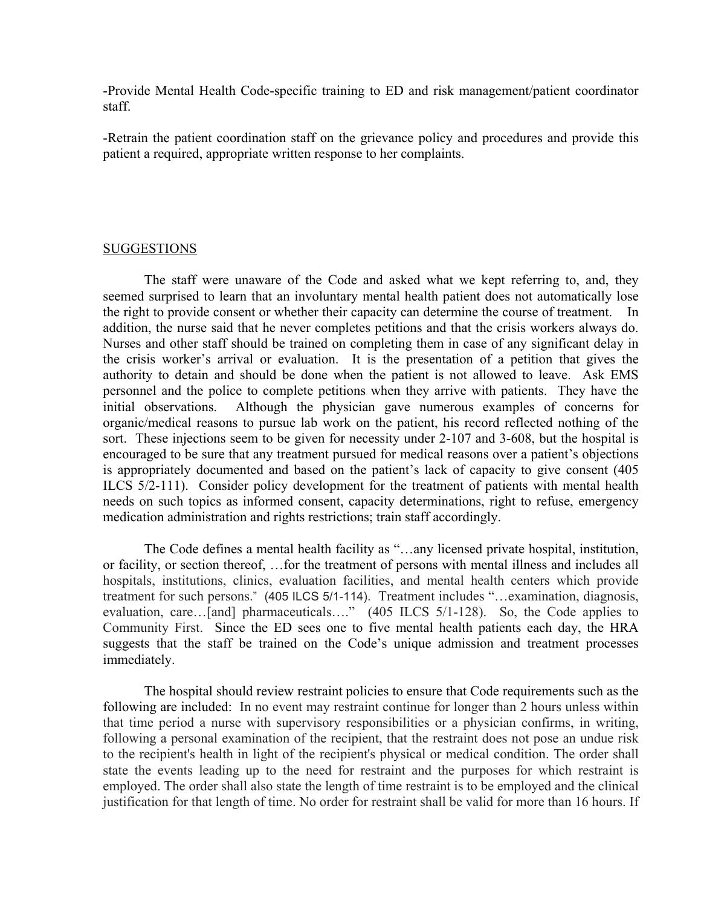-Provide Mental Health Code-specific training to ED and risk management/patient coordinator staff.

-Retrain the patient coordination staff on the grievance policy and procedures and provide this patient a required, appropriate written response to her complaints.

## SUGGESTIONS

The staff were unaware of the Code and asked what we kept referring to, and, they seemed surprised to learn that an involuntary mental health patient does not automatically lose the right to provide consent or whether their capacity can determine the course of treatment. In addition, the nurse said that he never completes petitions and that the crisis workers always do. Nurses and other staff should be trained on completing them in case of any significant delay in the crisis worker's arrival or evaluation. It is the presentation of a petition that gives the authority to detain and should be done when the patient is not allowed to leave. Ask EMS personnel and the police to complete petitions when they arrive with patients. They have the initial observations. Although the physician gave numerous examples of concerns for organic/medical reasons to pursue lab work on the patient, his record reflected nothing of the sort. These injections seem to be given for necessity under 2-107 and 3-608, but the hospital is encouraged to be sure that any treatment pursued for medical reasons over a patient's objections is appropriately documented and based on the patient's lack of capacity to give consent (405 ILCS 5/2-111). Consider policy development for the treatment of patients with mental health needs on such topics as informed consent, capacity determinations, right to refuse, emergency medication administration and rights restrictions; train staff accordingly.

The Code defines a mental health facility as "…any licensed private hospital, institution, or facility, or section thereof, …for the treatment of persons with mental illness and includes all hospitals, institutions, clinics, evaluation facilities, and mental health centers which provide treatment for such persons." (405 ILCS 5/1-114). Treatment includes "…examination, diagnosis, evaluation, care…[and] pharmaceuticals…." (405 ILCS 5/1-128). So, the Code applies to Community First. Since the ED sees one to five mental health patients each day, the HRA suggests that the staff be trained on the Code's unique admission and treatment processes immediately.

The hospital should review restraint policies to ensure that Code requirements such as the following are included: In no event may restraint continue for longer than 2 hours unless within that time period a nurse with supervisory responsibilities or a physician confirms, in writing, following a personal examination of the recipient, that the restraint does not pose an undue risk to the recipient's health in light of the recipient's physical or medical condition. The order shall state the events leading up to the need for restraint and the purposes for which restraint is employed. The order shall also state the length of time restraint is to be employed and the clinical justification for that length of time. No order for restraint shall be valid for more than 16 hours. If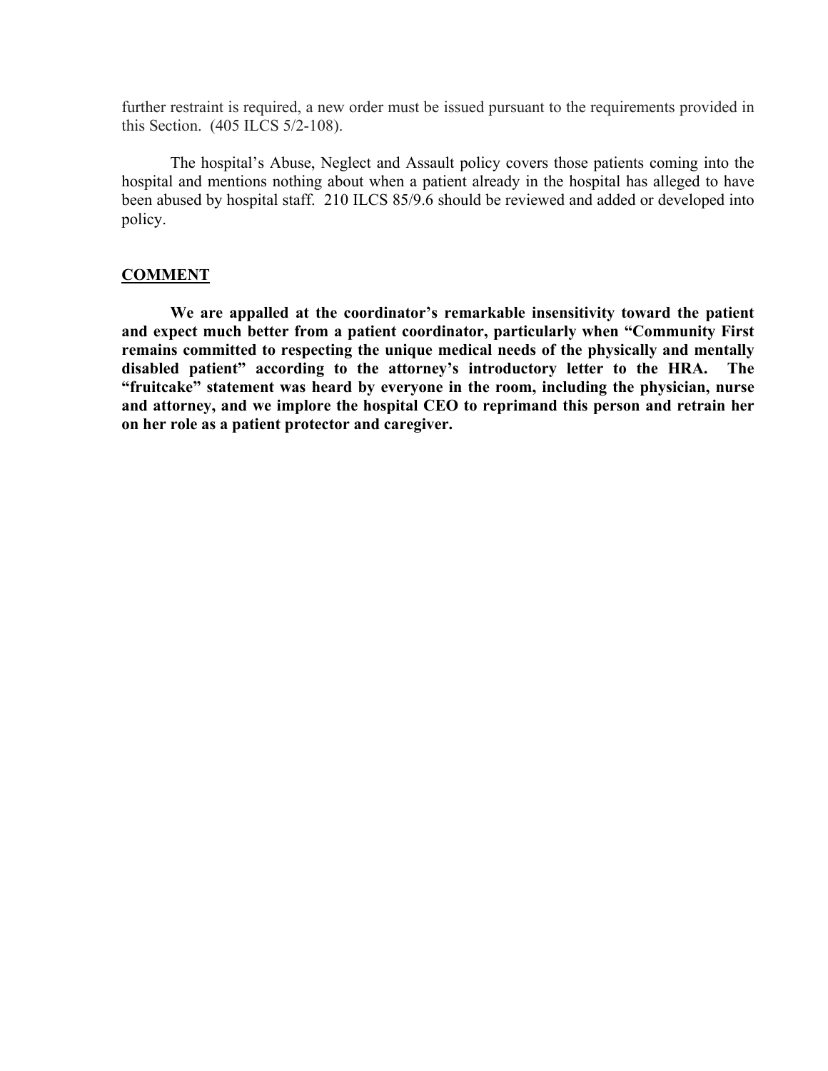further restraint is required, a new order must be issued pursuant to the requirements provided in this Section. (405 ILCS 5/2-108).

The hospital's Abuse, Neglect and Assault policy covers those patients coming into the hospital and mentions nothing about when a patient already in the hospital has alleged to have been abused by hospital staff. 210 ILCS 85/9.6 should be reviewed and added or developed into policy.

## COMMENT

**We are appalled at the coordinator's remarkable insensitivity toward the patient and expect much better from a patient coordinator, particularly when "Community First remains committed to respecting the unique medical needs of the physically and mentally disabled patient" according to the attorney's introductory letter to the HRA. The "fruitcake" statement was heard by everyone in the room, including the physician, nurse and attorney, and we implore the hospital CEO to reprimand this person and retrain her on her role as a patient protector and caregiver.**